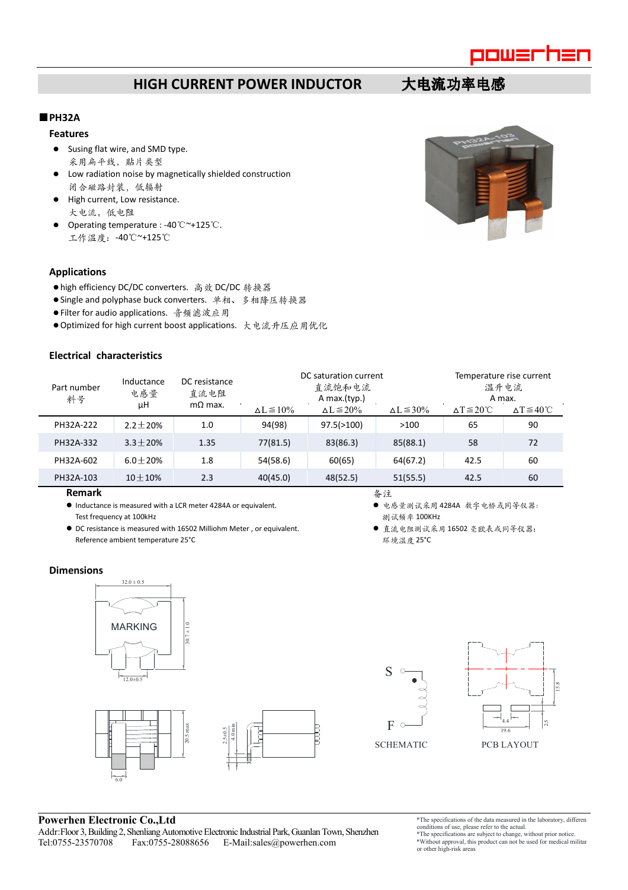# HIGH CURRENT POWER INDUCTOR 大电流功率电感

## ■PH32A

### Features

- Susing flat wire, and SMD type.
  采用扁平线，贴片类型
- Low radiation noise by magnetically shielded construction
  闭合磁路封装，低辐射
- High current, Low resistance.
  大电流，低电阻
- Operating temperature : -40℃~+125℃.
  工作温度：-40℃~+125℃

### Applications

- high efficiency DC/DC converters. 高效 DC/DC 转换器
- Single and polyphase buck converters. 单相、多相降压转换器
- Filter for audio applications. 音频滤波应用
- Optimized for high current boost applications. 大电流升压应用优化

### Electrical characteristics

| Part number 料号 | Inductance 电感量 μH | DC resistance 直流电阻 mΩ max. | DC saturation current 直流饱和电流 A max.(typ.) | | | Temperature rise current 温升电流 A max. | |
|---|---|---|---|---|---|---|---|
| | | | ΔL≦10% | ΔL≦20% | ΔL≦30% | ΔT≦20℃ | ΔT≦40℃ |
| PH32A-222 | 2.2±20% | 1.0 | 94(98) | 97.5(>100) | >100 | 65 | 90 |
| PH32A-332 | 3.3±20% | 1.35 | 77(81.5) | 83(86.3) | 85(88.1) | 58 | 72 |
| PH32A-602 | 6.0±20% | 1.8 | 54(58.6) | 60(65) | 64(67.2) | 42.5 | 60 |
| PH32A-103 | 10±10% | 2.3 | 40(45.0) | 48(52.5) | 51(55.5) | 42.5 | 60 |

**Remark**

- Inductance is measured with a LCR meter 4284A or equivalent.
  Test frequency at 100kHz
- DC resistance is measured with 16502 Milliohm Meter , or equivalent.
  Reference ambient temperature 25°C

备注

- 电感量测试采用 4284A 数字电桥或同等仪器；
  测试频率 100KHz
- 直流电阻测试采用 16502 毫欧表或同等仪器；
  环境温度 25°C

### Dimensions

MARKING

32.0 ± 0.5

30.7 ± 1.0

12.0±0.5

20.5 max

6.0

2.5±0.5

4.0 min

S

F

SCHEMATIC

15.8

4.4

19.6

2.5

PCB LAYOUT

**Powerhen Electronic Co.,Ltd**
Addr:Floor 3, Building 2, Shenliang Automotive Electronic Industrial Park, Guanlan Town, Shenzhen
Tel:0755-23570708 Fax:0755-28088656 E-Mail:sales@powerhen.com

*The specifications of the data measured in the laboratory, differen conditions of use, please refer to the actual.
*The specifications are subject to change, without prior notice.
*Without approval, this product can not be used for medical militar or other high-risk areas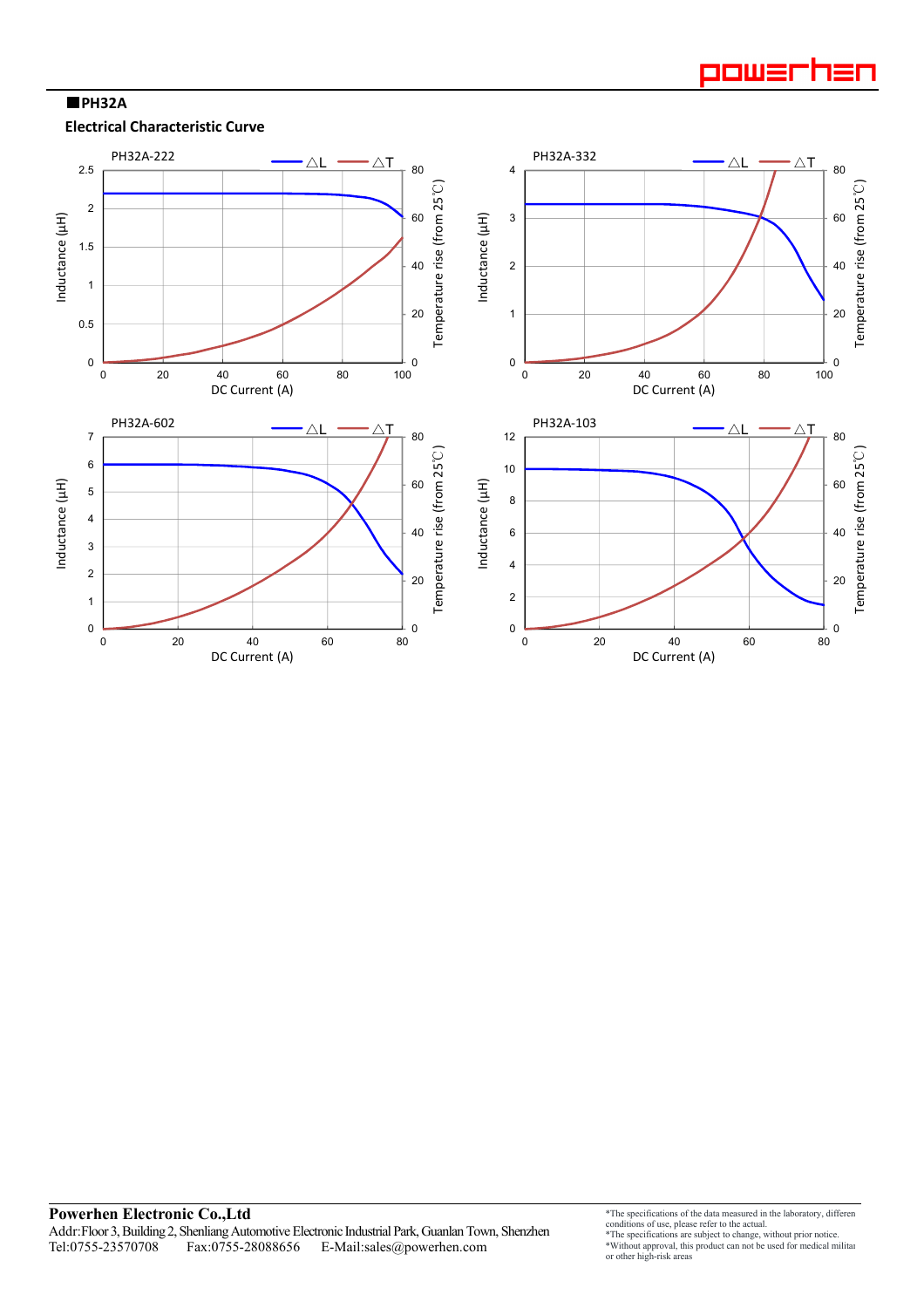## ■PH32A

### Electrical Characteristic Curve

PH32A-222
△L △T
Inductance (μH): 0, 0.5, 1, 1.5, 2, 2.5
Temperature rise (from 25℃): 0, 20, 40, 60, 80
DC Current (A): 0, 20, 40, 60, 80, 100

PH32A-332
△L △T
Inductance (μH): 0, 1, 2, 3, 4
Temperature rise (from 25℃): 0, 20, 40, 60, 80
DC Current (A): 0, 20, 40, 60, 80, 100

PH32A-602
△L △T
Inductance (μH): 0, 1, 2, 3, 4, 5, 6, 7
Temperature rise (from 25℃): 0, 20, 40, 60, 80
DC Current (A): 0, 20, 40, 60, 80

PH32A-103
△L △T
Inductance (μH): 0, 2, 4, 6, 8, 10, 12
Temperature rise (from 25℃): 0, 20, 40, 60, 80
DC Current (A): 0, 20, 40, 60, 80

**Powerhen Electronic Co.,Ltd**
Addr:Floor 3, Building 2, Shenliang Automotive Electronic Industrial Park, Guanlan Town, Shenzhen
Tel:0755-23570708 Fax:0755-28088656 E-Mail:sales@powerhen.com

*The specifications of the data measured in the laboratory, differen conditions of use, please refer to the actual.
*The specifications are subject to change, without prior notice.
*Without approval, this product can not be used for medical militar or other high-risk areas